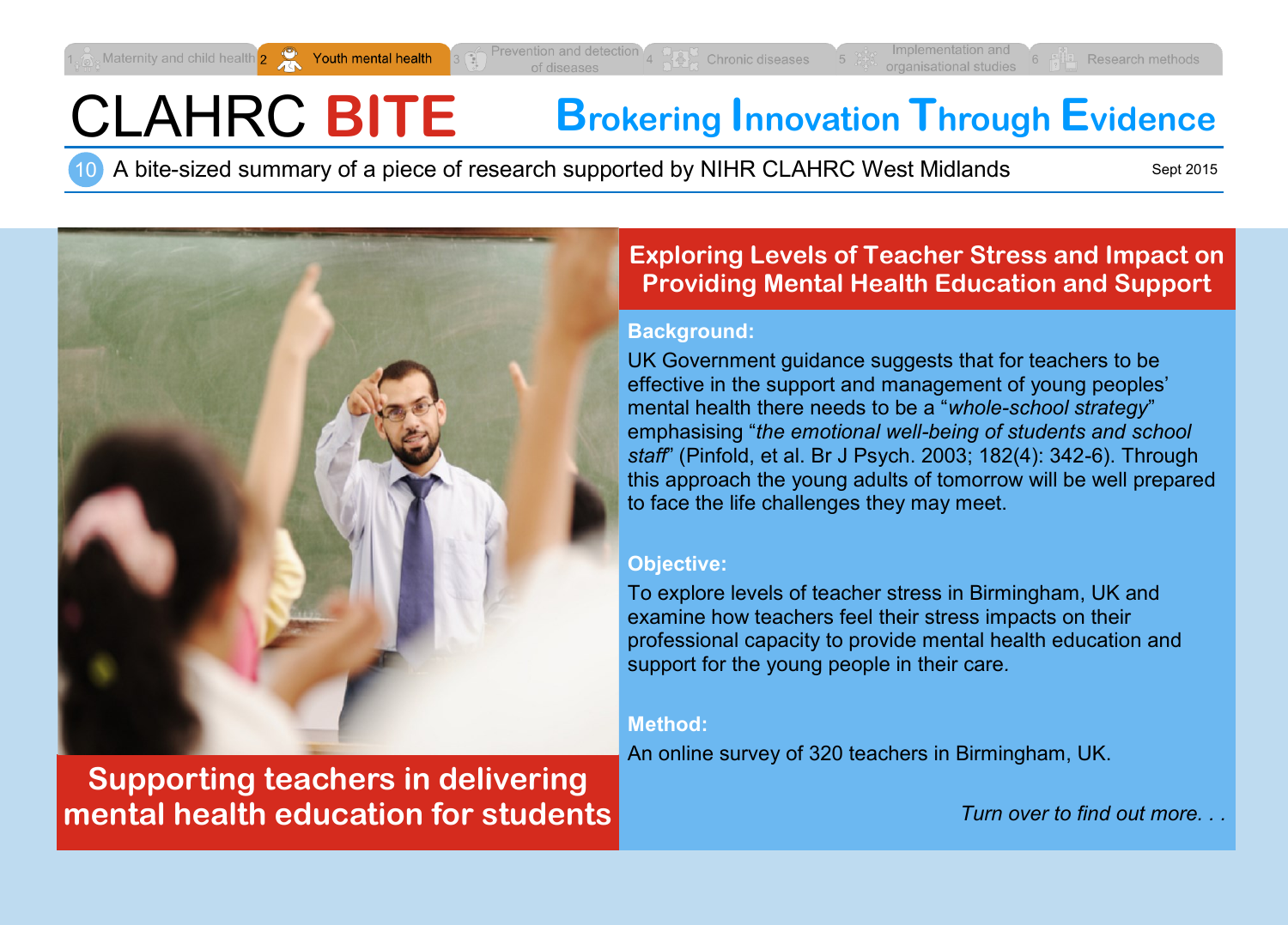1 Maternity and child health | 2 Youth mental health | 3 Prevention and detection of diseases | 4 Chronic diseases | 5 Implementation and organisational studies | 6 Research methods

# CLAHRC BITE

**Brokering Innovation Through Evidence**

10 A bite-sized summary of a piece of research supported by NIHR CLAHRC West Midlands

Sept 2015

## Supporting teachers in delivering mental health education for students

## Exploring Levels of Teacher Stress and Impact on Providing Mental Health Education and Support

### Background:

UK Government guidance suggests that for teachers to be effective in the support and management of young peoples' mental health there needs to be a "*whole-school strategy*" emphasising "*the emotional well-being of students and school staff*" (Pinfold, et al. Br J Psych. 2003; 182(4): 342-6). Through this approach the young adults of tomorrow will be well prepared to face the life challenges they may meet.

### Objective:

To explore levels of teacher stress in Birmingham, UK and examine how teachers feel their stress impacts on their professional capacity to provide mental health education and support for the young people in their care.

### Method:

An online survey of 320 teachers in Birmingham, UK.

*Turn over to find out more. . .*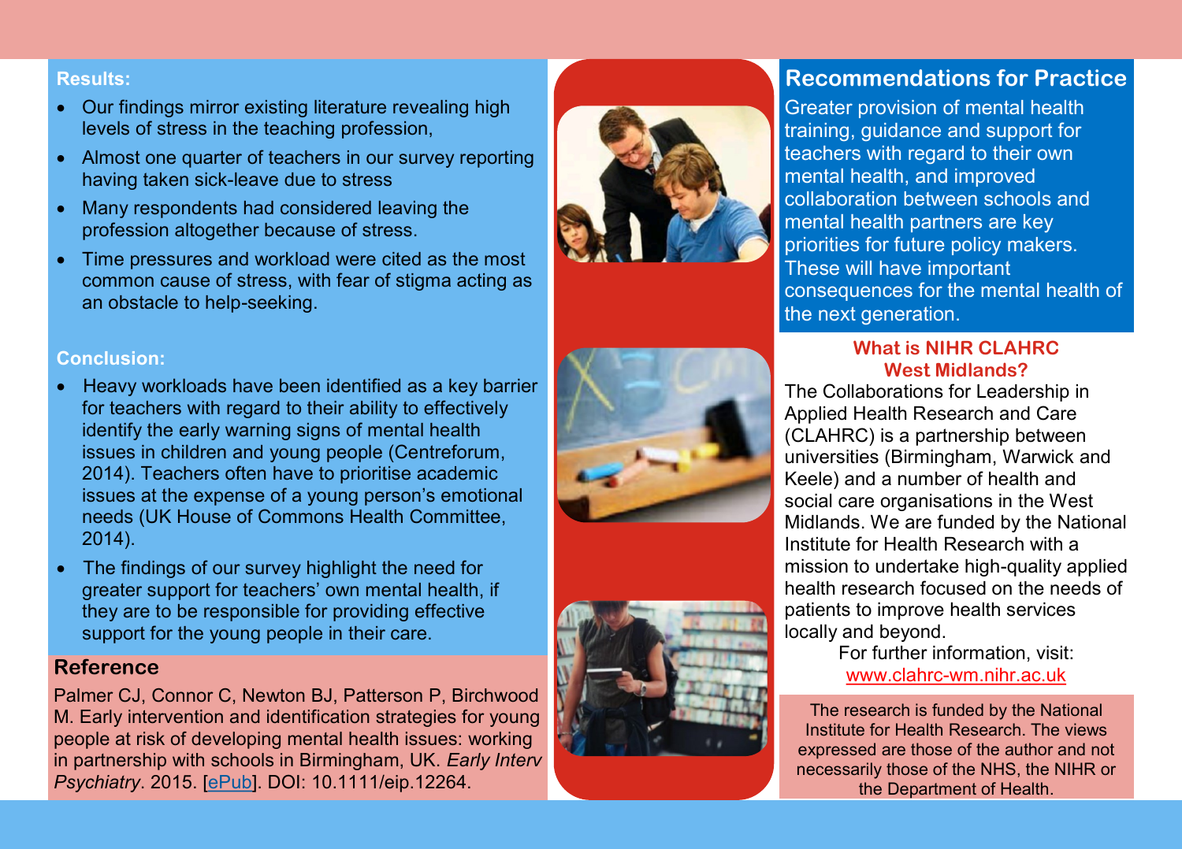**Results:**

- Our findings mirror existing literature revealing high levels of stress in the teaching profession,
- Almost one quarter of teachers in our survey reporting having taken sick-leave due to stress
- Many respondents had considered leaving the profession altogether because of stress.
- Time pressures and workload were cited as the most common cause of stress, with fear of stigma acting as an obstacle to help-seeking.

**Conclusion:**

- Heavy workloads have been identified as a key barrier for teachers with regard to their ability to effectively identify the early warning signs of mental health issues in children and young people (Centreforum, 2014). Teachers often have to prioritise academic issues at the expense of a young person's emotional needs (UK House of Commons Health Committee, 2014).
- The findings of our survey highlight the need for greater support for teachers' own mental health, if they are to be responsible for providing effective support for the young people in their care.

## Reference

Palmer CJ, Connor C, Newton BJ, Patterson P, Birchwood M. Early intervention and identification strategies for young people at risk of developing mental health issues: working in partnership with schools in Birmingham, UK. *Early Interv Psychiatry*. 2015. [ePub]. DOI: 10.1111/eip.12264.

## Recommendations for Practice

Greater provision of mental health training, guidance and support for teachers with regard to their own mental health, and improved collaboration between schools and mental health partners are key priorities for future policy makers. These will have important consequences for the mental health of the next generation.

### What is NIHR CLAHRC West Midlands?

The Collaborations for Leadership in Applied Health Research and Care (CLAHRC) is a partnership between universities (Birmingham, Warwick and Keele) and a number of health and social care organisations in the West Midlands. We are funded by the National Institute for Health Research with a mission to undertake high-quality applied health research focused on the needs of patients to improve health services locally and beyond.

For further information, visit:
www.clahrc-wm.nihr.ac.uk

The research is funded by the National Institute for Health Research. The views expressed are those of the author and not necessarily those of the NHS, the NIHR or the Department of Health.